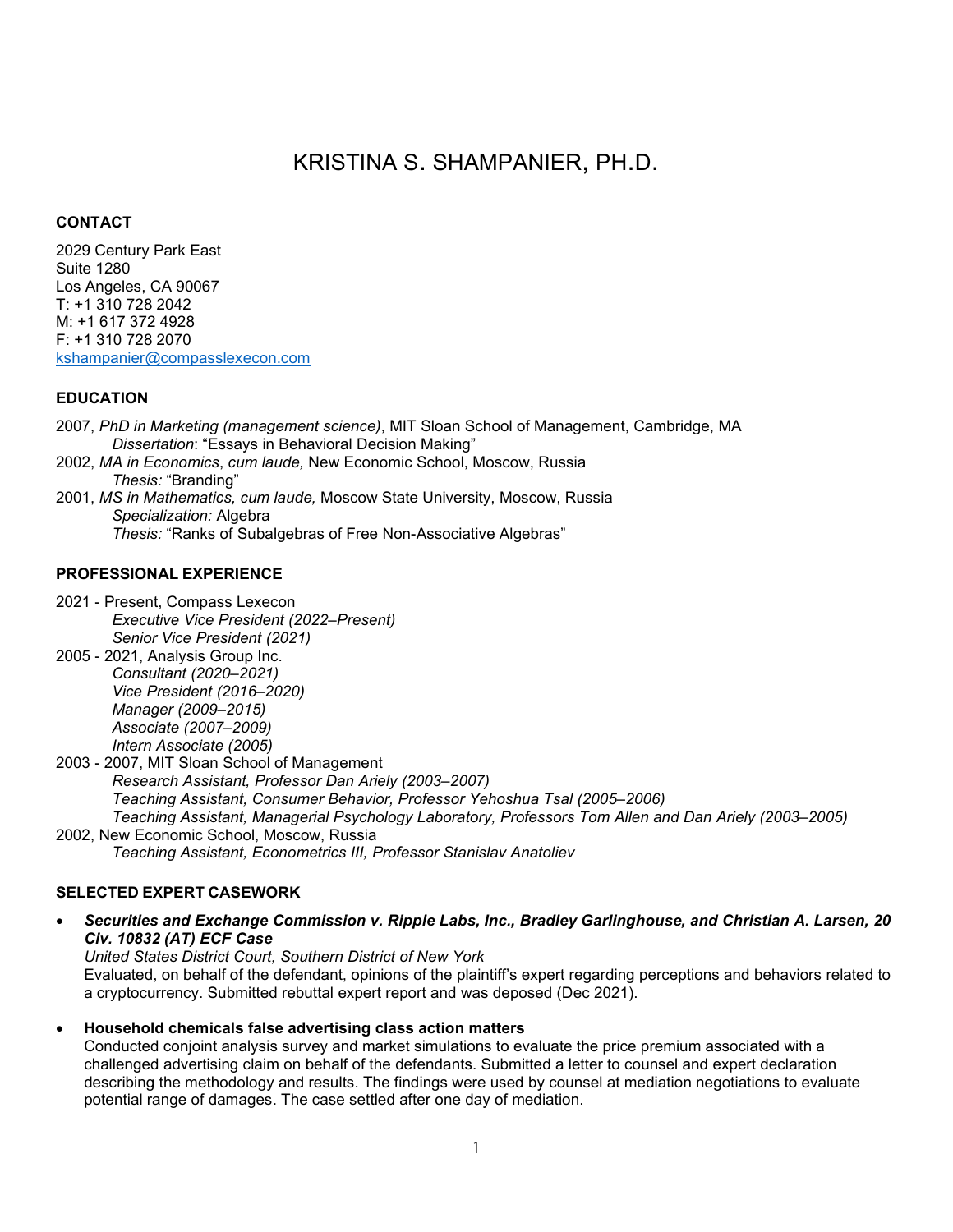# KRISTINA S. SHAMPANIER, PH.D.

## CONTACT

2029 Century Park East
Suite 1280
Los Angeles, CA 90067
T: +1 310 728 2042
M: +1 617 372 4928
F: +1 310 728 2070
kshampanier@compasslexecon.com

## EDUCATION

2007, *PhD in Marketing (management science)*, MIT Sloan School of Management, Cambridge, MA
*Dissertation*: "Essays in Behavioral Decision Making"

2002, *MA in Economics*, *cum laude,* New Economic School, Moscow, Russia
*Thesis:* "Branding"

2001, *MS in Mathematics, cum laude,* Moscow State University, Moscow, Russia
*Specialization:* Algebra
*Thesis:* "Ranks of Subalgebras of Free Non-Associative Algebras"

## PROFESSIONAL EXPERIENCE

2021 - Present, Compass Lexecon
*Executive Vice President (2022–Present)*
*Senior Vice President (2021)*

2005 - 2021, Analysis Group Inc.
*Consultant (2020–2021)*
*Vice President (2016–2020)*
*Manager (2009–2015)*
*Associate (2007–2009)*
*Intern Associate (2005)*

2003 - 2007, MIT Sloan School of Management
*Research Assistant, Professor Dan Ariely (2003–2007)*
*Teaching Assistant, Consumer Behavior, Professor Yehoshua Tsal (2005–2006)*
*Teaching Assistant, Managerial Psychology Laboratory, Professors Tom Allen and Dan Ariely (2003–2005)*

2002, New Economic School, Moscow, Russia
*Teaching Assistant, Econometrics III, Professor Stanislav Anatoliev*

## SELECTED EXPERT CASEWORK

- ***Securities and Exchange Commission v. Ripple Labs, Inc., Bradley Garlinghouse, and Christian A. Larsen, 20 Civ. 10832 (AT) ECF Case***
  *United States District Court, Southern District of New York*
  Evaluated, on behalf of the defendant, opinions of the plaintiff's expert regarding perceptions and behaviors related to a cryptocurrency. Submitted rebuttal expert report and was deposed (Dec 2021).

- **Household chemicals false advertising class action matters**
  Conducted conjoint analysis survey and market simulations to evaluate the price premium associated with a challenged advertising claim on behalf of the defendants. Submitted a letter to counsel and expert declaration describing the methodology and results. The findings were used by counsel at mediation negotiations to evaluate potential range of damages. The case settled after one day of mediation.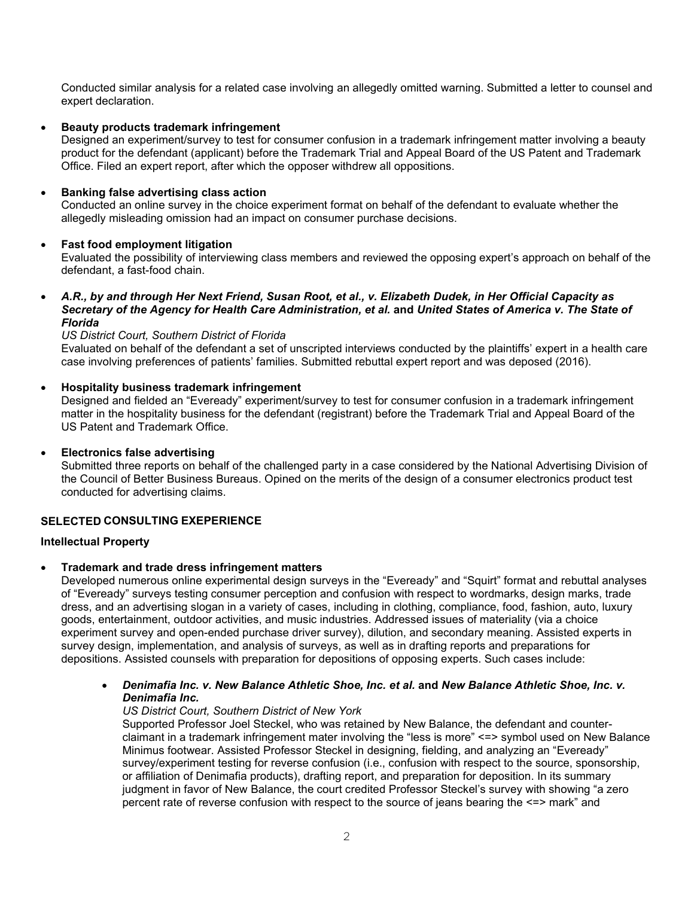Conducted similar analysis for a related case involving an allegedly omitted warning. Submitted a letter to counsel and expert declaration.

- **Beauty products trademark infringement**
  Designed an experiment/survey to test for consumer confusion in a trademark infringement matter involving a beauty product for the defendant (applicant) before the Trademark Trial and Appeal Board of the US Patent and Trademark Office. Filed an expert report, after which the opposer withdrew all oppositions.

- **Banking false advertising class action**
  Conducted an online survey in the choice experiment format on behalf of the defendant to evaluate whether the allegedly misleading omission had an impact on consumer purchase decisions.

- **Fast food employment litigation**
  Evaluated the possibility of interviewing class members and reviewed the opposing expert's approach on behalf of the defendant, a fast-food chain.

- ***A.R., by and through Her Next Friend, Susan Root, et al., v. Elizabeth Dudek, in Her Official Capacity as Secretary of the Agency for Health Care Administration, et al.* and *United States of America v. The State of Florida***
  *US District Court, Southern District of Florida*
  Evaluated on behalf of the defendant a set of unscripted interviews conducted by the plaintiffs' expert in a health care case involving preferences of patients' families. Submitted rebuttal expert report and was deposed (2016).

- **Hospitality business trademark infringement**
  Designed and fielded an "Eveready" experiment/survey to test for consumer confusion in a trademark infringement matter in the hospitality business for the defendant (registrant) before the Trademark Trial and Appeal Board of the US Patent and Trademark Office.

- **Electronics false advertising**
  Submitted three reports on behalf of the challenged party in a case considered by the National Advertising Division of the Council of Better Business Bureaus. Opined on the merits of the design of a consumer electronics product test conducted for advertising claims.

## SELECTED CONSULTING EXEPERIENCE

### Intellectual Property

- **Trademark and trade dress infringement matters**
  Developed numerous online experimental design surveys in the "Eveready" and "Squirt" format and rebuttal analyses of "Eveready" surveys testing consumer perception and confusion with respect to wordmarks, design marks, trade dress, and an advertising slogan in a variety of cases, including in clothing, compliance, food, fashion, auto, luxury goods, entertainment, outdoor activities, and music industries. Addressed issues of materiality (via a choice experiment survey and open-ended purchase driver survey), dilution, and secondary meaning. Assisted experts in survey design, implementation, and analysis of surveys, as well as in drafting reports and preparations for depositions. Assisted counsels with preparation for depositions of opposing experts. Such cases include:

  - ***Denimafia Inc. v. New Balance Athletic Shoe, Inc. et al.* and *New Balance Athletic Shoe, Inc. v. Denimafia Inc.***
    *US District Court, Southern District of New York*
    Supported Professor Joel Steckel, who was retained by New Balance, the defendant and counter-claimant in a trademark infringement mater involving the "less is more" <=> symbol used on New Balance Minimus footwear. Assisted Professor Steckel in designing, fielding, and analyzing an "Eveready" survey/experiment testing for reverse confusion (i.e., confusion with respect to the source, sponsorship, or affiliation of Denimafia products), drafting report, and preparation for deposition. In its summary judgment in favor of New Balance, the court credited Professor Steckel's survey with showing "a zero percent rate of reverse confusion with respect to the source of jeans bearing the <=> mark" and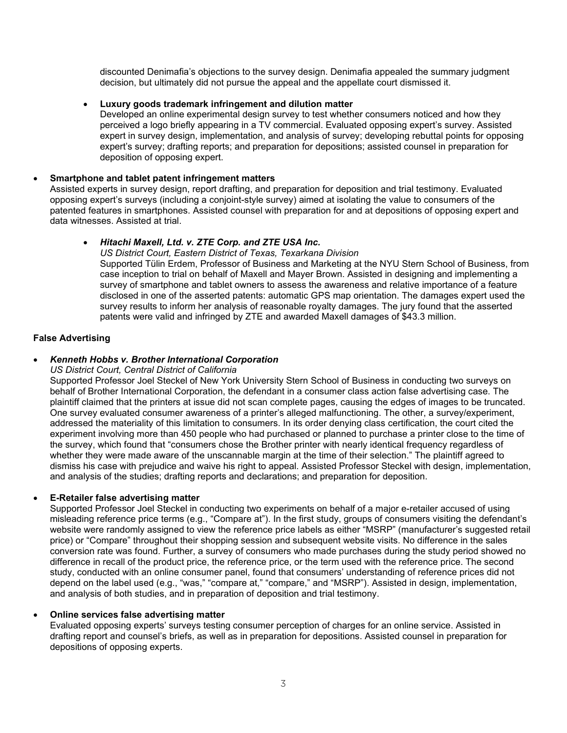discounted Denimafia's objections to the survey design. Denimafia appealed the summary judgment decision, but ultimately did not pursue the appeal and the appellate court dismissed it.

  - **Luxury goods trademark infringement and dilution matter**
    Developed an online experimental design survey to test whether consumers noticed and how they perceived a logo briefly appearing in a TV commercial. Evaluated opposing expert's survey. Assisted expert in survey design, implementation, and analysis of survey; developing rebuttal points for opposing expert's survey; drafting reports; and preparation for depositions; assisted counsel in preparation for deposition of opposing expert.

- **Smartphone and tablet patent infringement matters**
  Assisted experts in survey design, report drafting, and preparation for deposition and trial testimony. Evaluated opposing expert's surveys (including a conjoint-style survey) aimed at isolating the value to consumers of the patented features in smartphones. Assisted counsel with preparation for and at depositions of opposing expert and data witnesses. Assisted at trial.

  - ***Hitachi Maxell, Ltd. v. ZTE Corp. and ZTE USA Inc.***
    *US District Court, Eastern District of Texas, Texarkana Division*
    Supported Tülin Erdem, Professor of Business and Marketing at the NYU Stern School of Business, from case inception to trial on behalf of Maxell and Mayer Brown. Assisted in designing and implementing a survey of smartphone and tablet owners to assess the awareness and relative importance of a feature disclosed in one of the asserted patents: automatic GPS map orientation. The damages expert used the survey results to inform her analysis of reasonable royalty damages. The jury found that the asserted patents were valid and infringed by ZTE and awarded Maxell damages of $43.3 million.

**False Advertising**

- ***Kenneth Hobbs v. Brother International Corporation***
  *US District Court, Central District of California*
  Supported Professor Joel Steckel of New York University Stern School of Business in conducting two surveys on behalf of Brother International Corporation, the defendant in a consumer class action false advertising case. The plaintiff claimed that the printers at issue did not scan complete pages, causing the edges of images to be truncated. One survey evaluated consumer awareness of a printer's alleged malfunctioning. The other, a survey/experiment, addressed the materiality of this limitation to consumers. In its order denying class certification, the court cited the experiment involving more than 450 people who had purchased or planned to purchase a printer close to the time of the survey, which found that "consumers chose the Brother printer with nearly identical frequency regardless of whether they were made aware of the unscannable margin at the time of their selection." The plaintiff agreed to dismiss his case with prejudice and waive his right to appeal. Assisted Professor Steckel with design, implementation, and analysis of the studies; drafting reports and declarations; and preparation for deposition.

- **E-Retailer false advertising matter**
  Supported Professor Joel Steckel in conducting two experiments on behalf of a major e-retailer accused of using misleading reference price terms (e.g., "Compare at"). In the first study, groups of consumers visiting the defendant's website were randomly assigned to view the reference price labels as either "MSRP" (manufacturer's suggested retail price) or "Compare" throughout their shopping session and subsequent website visits. No difference in the sales conversion rate was found. Further, a survey of consumers who made purchases during the study period showed no difference in recall of the product price, the reference price, or the term used with the reference price. The second study, conducted with an online consumer panel, found that consumers' understanding of reference prices did not depend on the label used (e.g., "was," "compare at," "compare," and "MSRP"). Assisted in design, implementation, and analysis of both studies, and in preparation of deposition and trial testimony.

- **Online services false advertising matter**
  Evaluated opposing experts' surveys testing consumer perception of charges for an online service. Assisted in drafting report and counsel's briefs, as well as in preparation for depositions. Assisted counsel in preparation for depositions of opposing experts.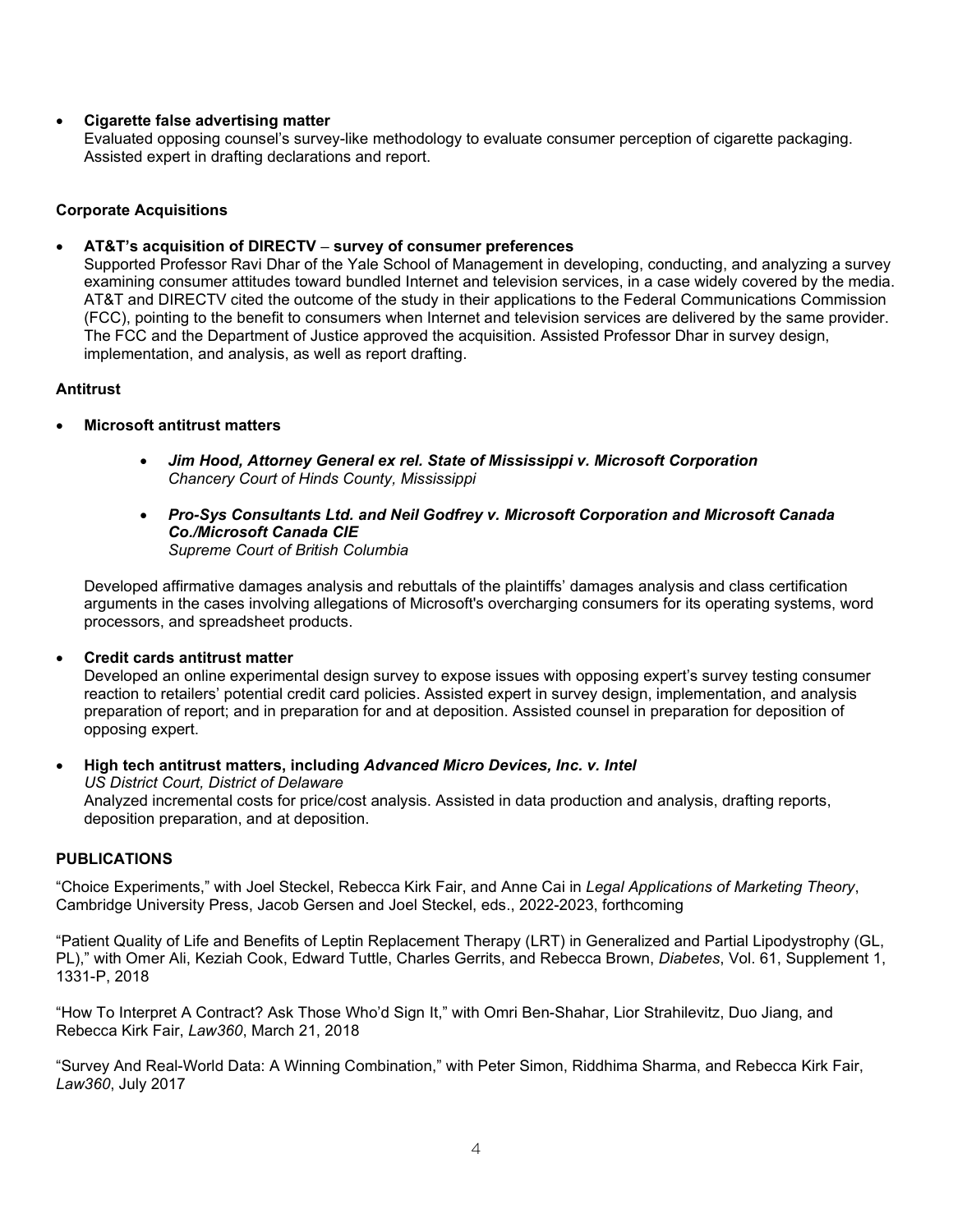- **Cigarette false advertising matter**
  Evaluated opposing counsel's survey-like methodology to evaluate consumer perception of cigarette packaging. Assisted expert in drafting declarations and report.

**Corporate Acquisitions**

- **AT&T's acquisition of DIRECTV – survey of consumer preferences**
  Supported Professor Ravi Dhar of the Yale School of Management in developing, conducting, and analyzing a survey examining consumer attitudes toward bundled Internet and television services, in a case widely covered by the media. AT&T and DIRECTV cited the outcome of the study in their applications to the Federal Communications Commission (FCC), pointing to the benefit to consumers when Internet and television services are delivered by the same provider. The FCC and the Department of Justice approved the acquisition. Assisted Professor Dhar in survey design, implementation, and analysis, as well as report drafting.

**Antitrust**

- **Microsoft antitrust matters**
  - ***Jim Hood, Attorney General ex rel. State of Mississippi v. Microsoft Corporation***
    *Chancery Court of Hinds County, Mississippi*
  - ***Pro-Sys Consultants Ltd. and Neil Godfrey v. Microsoft Corporation and Microsoft Canada Co./Microsoft Canada CIE***
    *Supreme Court of British Columbia*

  Developed affirmative damages analysis and rebuttals of the plaintiffs' damages analysis and class certification arguments in the cases involving allegations of Microsoft's overcharging consumers for its operating systems, word processors, and spreadsheet products.

- **Credit cards antitrust matter**
  Developed an online experimental design survey to expose issues with opposing expert's survey testing consumer reaction to retailers' potential credit card policies. Assisted expert in survey design, implementation, and analysis preparation of report; and in preparation for and at deposition. Assisted counsel in preparation for deposition of opposing expert.

- **High tech antitrust matters, including *Advanced Micro Devices, Inc. v. Intel***
  *US District Court, District of Delaware*
  Analyzed incremental costs for price/cost analysis. Assisted in data production and analysis, drafting reports, deposition preparation, and at deposition.

**PUBLICATIONS**

"Choice Experiments," with Joel Steckel, Rebecca Kirk Fair, and Anne Cai in *Legal Applications of Marketing Theory*, Cambridge University Press, Jacob Gersen and Joel Steckel, eds., 2022-2023, forthcoming

"Patient Quality of Life and Benefits of Leptin Replacement Therapy (LRT) in Generalized and Partial Lipodystrophy (GL, PL)," with Omer Ali, Keziah Cook, Edward Tuttle, Charles Gerrits, and Rebecca Brown, *Diabetes*, Vol. 61, Supplement 1, 1331-P, 2018

"How To Interpret A Contract? Ask Those Who'd Sign It," with Omri Ben-Shahar, Lior Strahilevitz, Duo Jiang, and Rebecca Kirk Fair, *Law360*, March 21, 2018

"Survey And Real-World Data: A Winning Combination," with Peter Simon, Riddhima Sharma, and Rebecca Kirk Fair, *Law360*, July 2017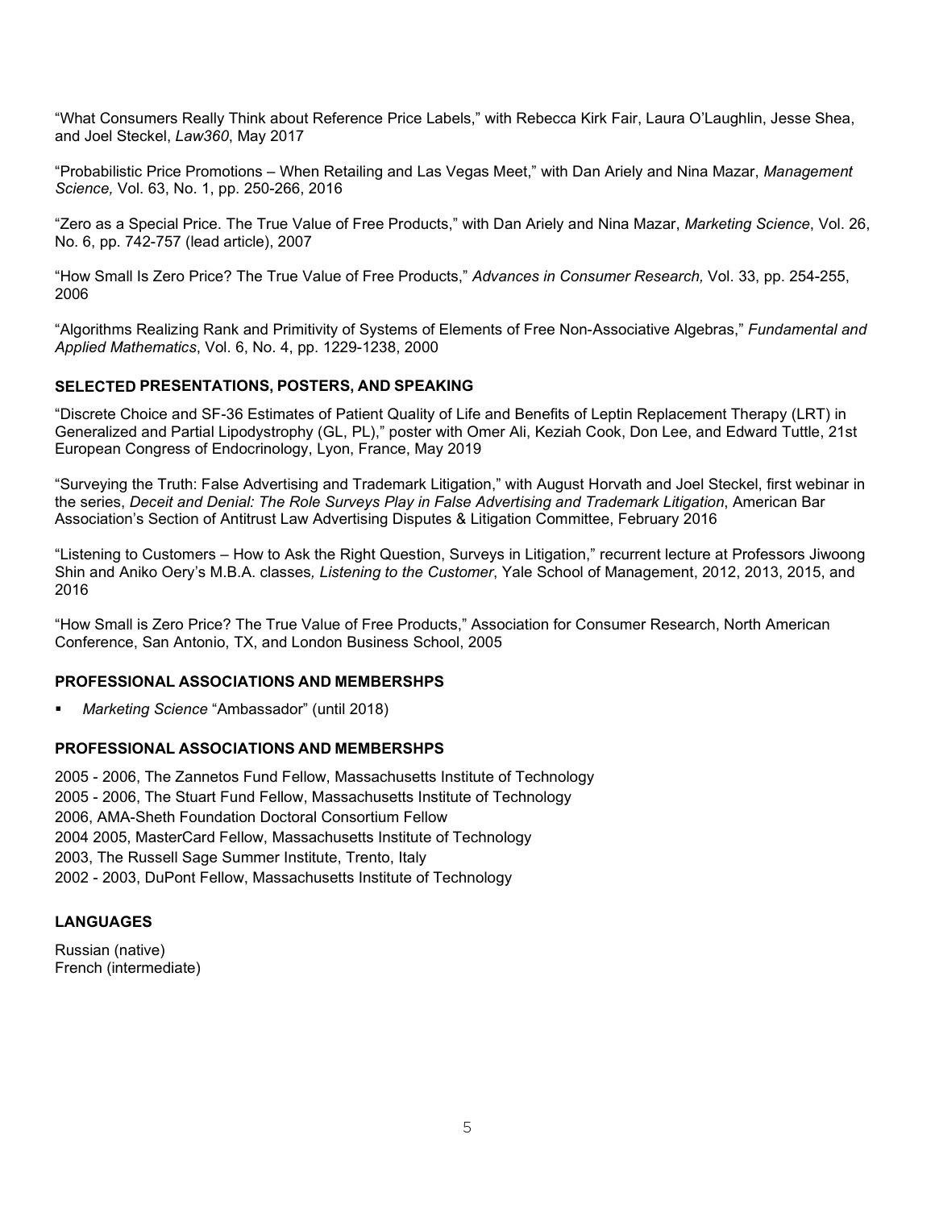"What Consumers Really Think about Reference Price Labels," with Rebecca Kirk Fair, Laura O'Laughlin, Jesse Shea, and Joel Steckel, *Law360*, May 2017

"Probabilistic Price Promotions – When Retailing and Las Vegas Meet," with Dan Ariely and Nina Mazar, *Management Science,* Vol. 63, No. 1, pp. 250-266, 2016

"Zero as a Special Price. The True Value of Free Products," with Dan Ariely and Nina Mazar, *Marketing Science*, Vol. 26, No. 6, pp. 742-757 (lead article), 2007

"How Small Is Zero Price? The True Value of Free Products," *Advances in Consumer Research,* Vol. 33, pp. 254-255, 2006

"Algorithms Realizing Rank and Primitivity of Systems of Elements of Free Non-Associative Algebras," *Fundamental and Applied Mathematics*, Vol. 6, No. 4, pp. 1229-1238, 2000

### SELECTED PRESENTATIONS, POSTERS, AND SPEAKING

"Discrete Choice and SF-36 Estimates of Patient Quality of Life and Benefits of Leptin Replacement Therapy (LRT) in Generalized and Partial Lipodystrophy (GL, PL)," poster with Omer Ali, Keziah Cook, Don Lee, and Edward Tuttle, 21st European Congress of Endocrinology, Lyon, France, May 2019

"Surveying the Truth: False Advertising and Trademark Litigation," with August Horvath and Joel Steckel, first webinar in the series, *Deceit and Denial: The Role Surveys Play in False Advertising and Trademark Litigation*, American Bar Association's Section of Antitrust Law Advertising Disputes & Litigation Committee, February 2016

"Listening to Customers – How to Ask the Right Question, Surveys in Litigation," recurrent lecture at Professors Jiwoong Shin and Aniko Oery's M.B.A. classes*, Listening to the Customer*, Yale School of Management, 2012, 2013, 2015, and 2016

"How Small is Zero Price? The True Value of Free Products," Association for Consumer Research, North American Conference, San Antonio, TX, and London Business School, 2005

### PROFESSIONAL ASSOCIATIONS AND MEMBERSHPS

- *Marketing Science* "Ambassador" (until 2018)

### PROFESSIONAL ASSOCIATIONS AND MEMBERSHPS

2005 - 2006, The Zannetos Fund Fellow, Massachusetts Institute of Technology
2005 - 2006, The Stuart Fund Fellow, Massachusetts Institute of Technology
2006, AMA-Sheth Foundation Doctoral Consortium Fellow
2004 2005, MasterCard Fellow, Massachusetts Institute of Technology
2003, The Russell Sage Summer Institute, Trento, Italy
2002 - 2003, DuPont Fellow, Massachusetts Institute of Technology

### LANGUAGES

Russian (native)
French (intermediate)